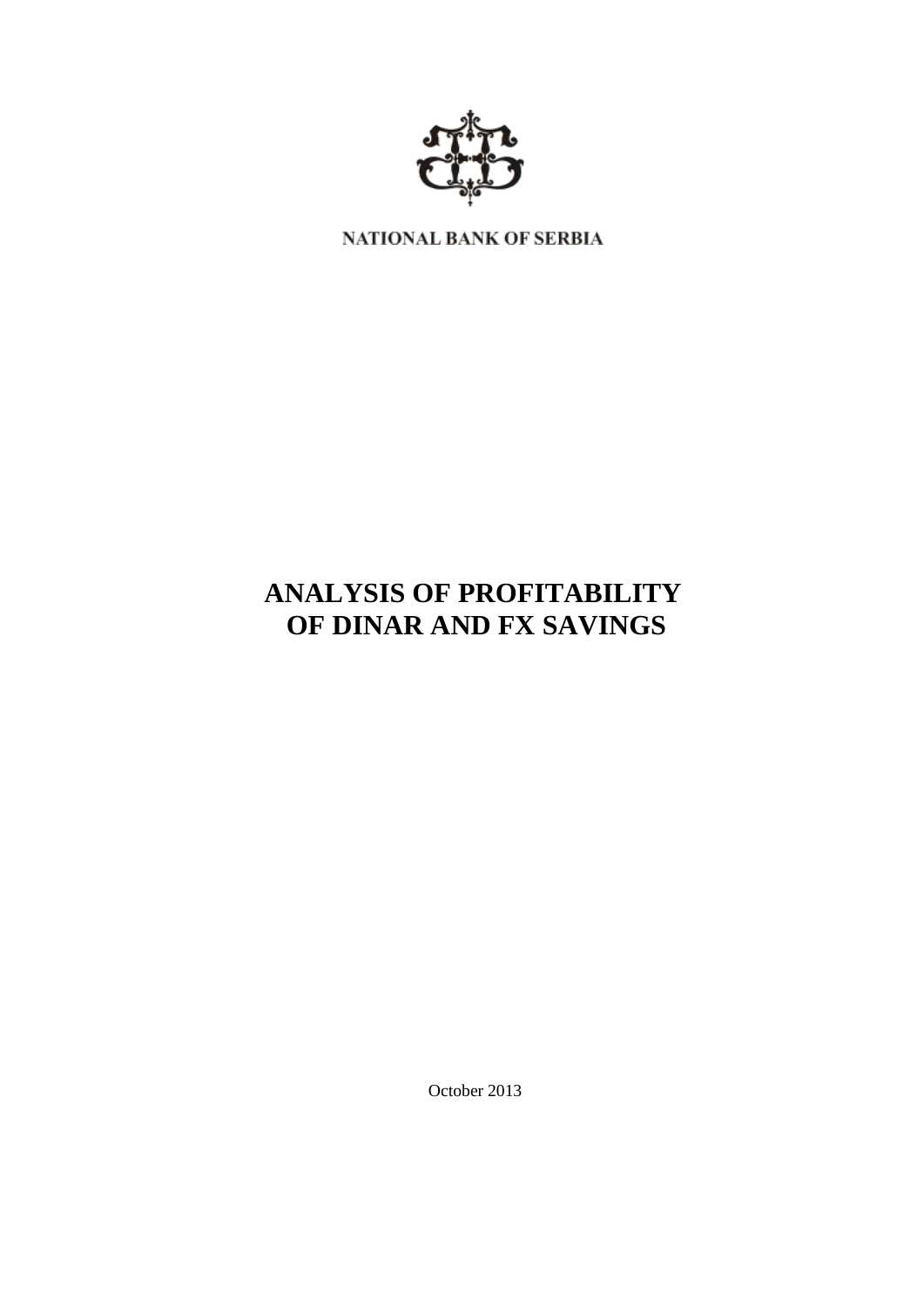NATIONAL BANK OF SERBIA

# ANALYSIS OF PROFITABILITY OF DINAR AND FX SAVINGS

October 2013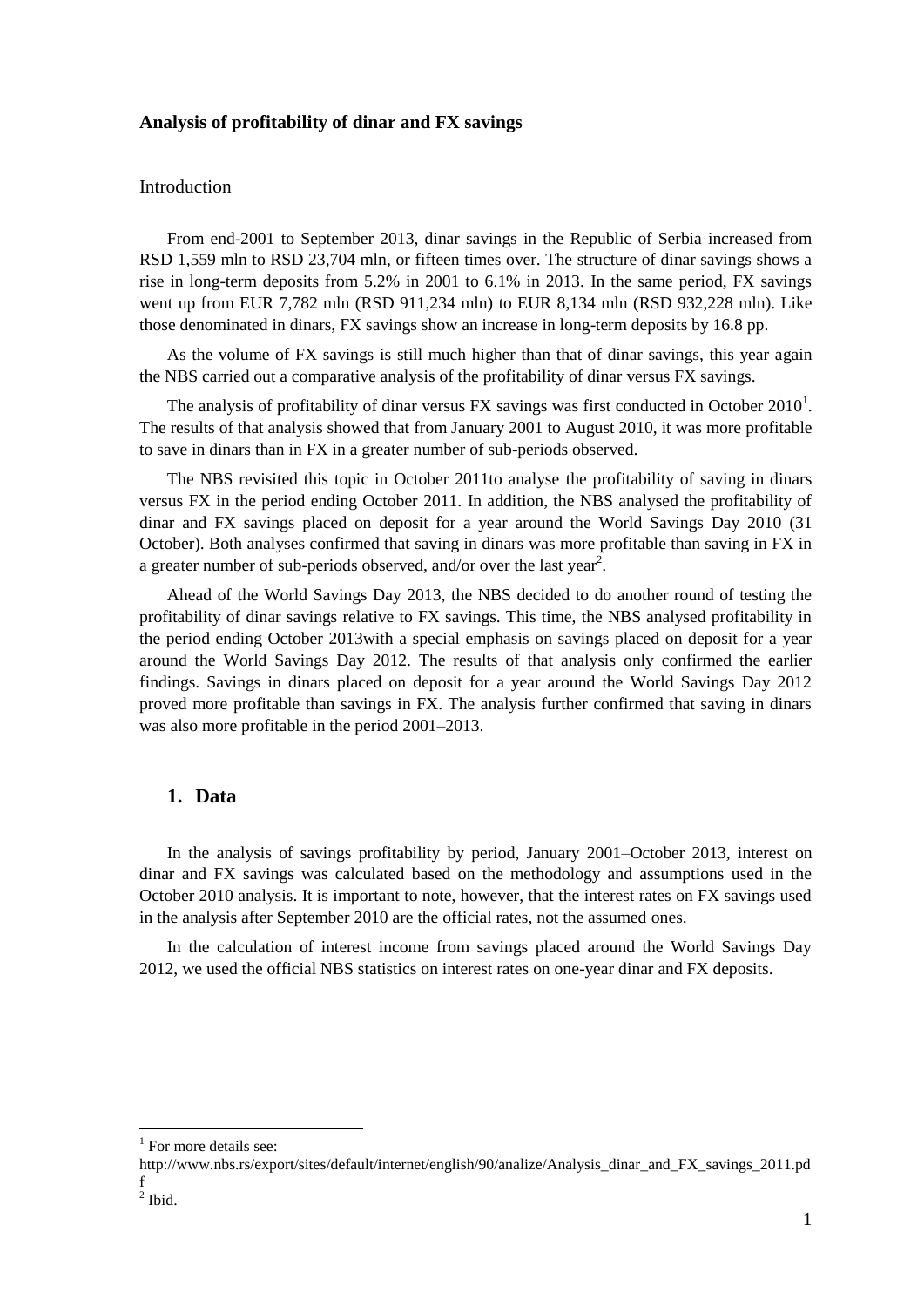**Analysis of profitability of dinar and FX savings**

Introduction

From end-2001 to September 2013, dinar savings in the Republic of Serbia increased from RSD 1,559 mln to RSD 23,704 mln, or fifteen times over. The structure of dinar savings shows a rise in long-term deposits from 5.2% in 2001 to 6.1% in 2013. In the same period, FX savings went up from EUR 7,782 mln (RSD 911,234 mln) to EUR 8,134 mln (RSD 932,228 mln). Like those denominated in dinars, FX savings show an increase in long-term deposits by 16.8 pp.

As the volume of FX savings is still much higher than that of dinar savings, this year again the NBS carried out a comparative analysis of the profitability of dinar versus FX savings.

The analysis of profitability of dinar versus FX savings was first conducted in October 2010[1]. The results of that analysis showed that from January 2001 to August 2010, it was more profitable to save in dinars than in FX in a greater number of sub-periods observed.

The NBS revisited this topic in October 2011to analyse the profitability of saving in dinars versus FX in the period ending October 2011. In addition, the NBS analysed the profitability of dinar and FX savings placed on deposit for a year around the World Savings Day 2010 (31 October). Both analyses confirmed that saving in dinars was more profitable than saving in FX in a greater number of sub-periods observed, and/or over the last year[2].

Ahead of the World Savings Day 2013, the NBS decided to do another round of testing the profitability of dinar savings relative to FX savings. This time, the NBS analysed profitability in the period ending October 2013with a special emphasis on savings placed on deposit for a year around the World Savings Day 2012. The results of that analysis only confirmed the earlier findings. Savings in dinars placed on deposit for a year around the World Savings Day 2012 proved more profitable than savings in FX. The analysis further confirmed that saving in dinars was also more profitable in the period 2001–2013.

## 1. Data

In the analysis of savings profitability by period, January 2001–October 2013, interest on dinar and FX savings was calculated based on the methodology and assumptions used in the October 2010 analysis. It is important to note, however, that the interest rates on FX savings used in the analysis after September 2010 are the official rates, not the assumed ones.

In the calculation of interest income from savings placed around the World Savings Day 2012, we used the official NBS statistics on interest rates on one-year dinar and FX deposits.

---

[1] For more details see: http://www.nbs.rs/export/sites/default/internet/english/90/analize/Analysis_dinar_and_FX_savings_2011.pdf

[2] Ibid.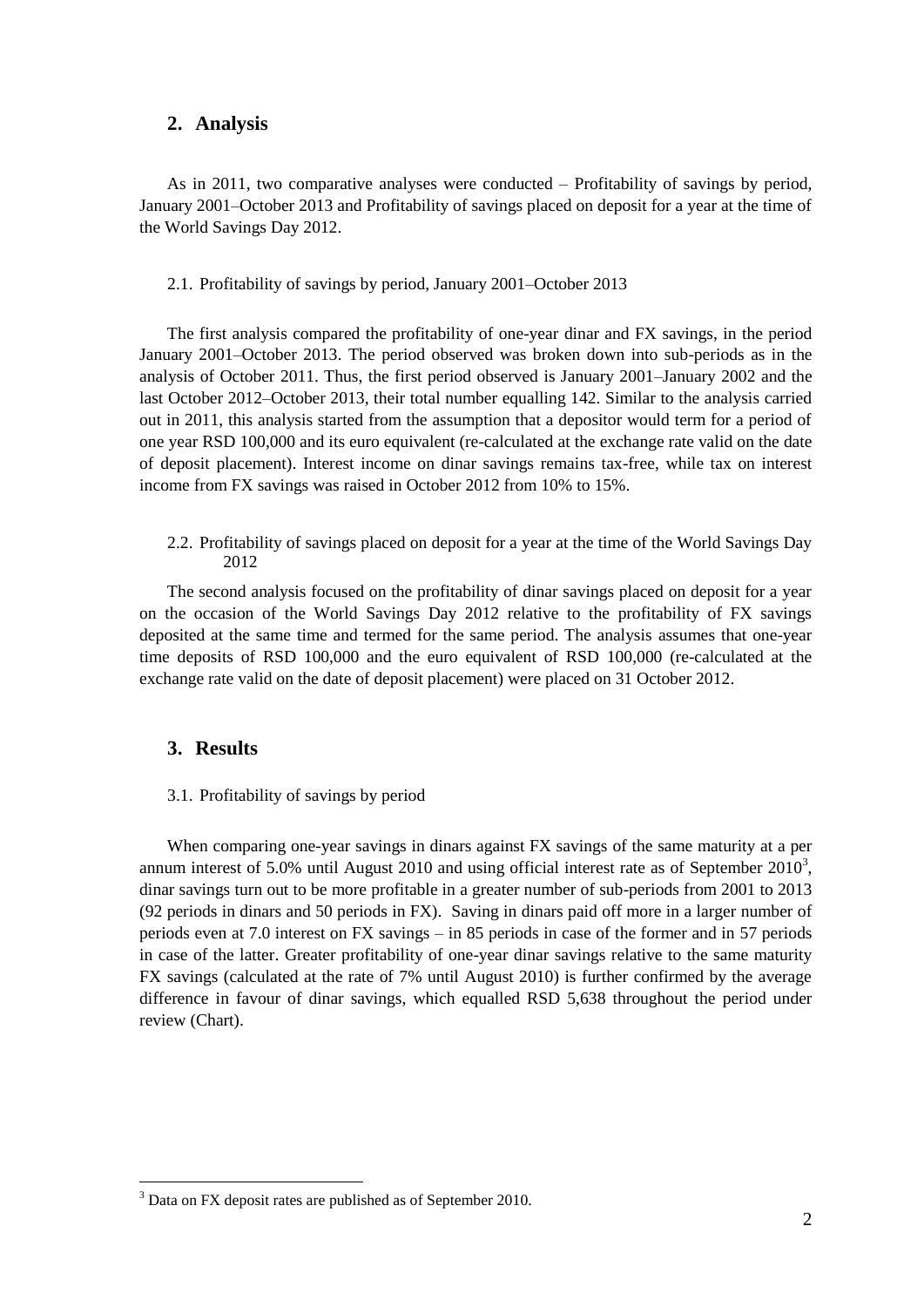## 2. Analysis

As in 2011, two comparative analyses were conducted – Profitability of savings by period, January 2001–October 2013 and Profitability of savings placed on deposit for a year at the time of the World Savings Day 2012.

### 2.1. Profitability of savings by period, January 2001–October 2013

The first analysis compared the profitability of one-year dinar and FX savings, in the period January 2001–October 2013. The period observed was broken down into sub-periods as in the analysis of October 2011. Thus, the first period observed is January 2001–January 2002 and the last October 2012–October 2013, their total number equalling 142. Similar to the analysis carried out in 2011, this analysis started from the assumption that a depositor would term for a period of one year RSD 100,000 and its euro equivalent (re-calculated at the exchange rate valid on the date of deposit placement). Interest income on dinar savings remains tax-free, while tax on interest income from FX savings was raised in October 2012 from 10% to 15%.

### 2.2. Profitability of savings placed on deposit for a year at the time of the World Savings Day 2012

The second analysis focused on the profitability of dinar savings placed on deposit for a year on the occasion of the World Savings Day 2012 relative to the profitability of FX savings deposited at the same time and termed for the same period. The analysis assumes that one-year time deposits of RSD 100,000 and the euro equivalent of RSD 100,000 (re-calculated at the exchange rate valid on the date of deposit placement) were placed on 31 October 2012.

## 3. Results

### 3.1. Profitability of savings by period

When comparing one-year savings in dinars against FX savings of the same maturity at a per annum interest of 5.0% until August 2010 and using official interest rate as of September 2010[3], dinar savings turn out to be more profitable in a greater number of sub-periods from 2001 to 2013 (92 periods in dinars and 50 periods in FX). Saving in dinars paid off more in a larger number of periods even at 7.0 interest on FX savings – in 85 periods in case of the former and in 57 periods in case of the latter. Greater profitability of one-year dinar savings relative to the same maturity FX savings (calculated at the rate of 7% until August 2010) is further confirmed by the average difference in favour of dinar savings, which equalled RSD 5,638 throughout the period under review (Chart).

[3] Data on FX deposit rates are published as of September 2010.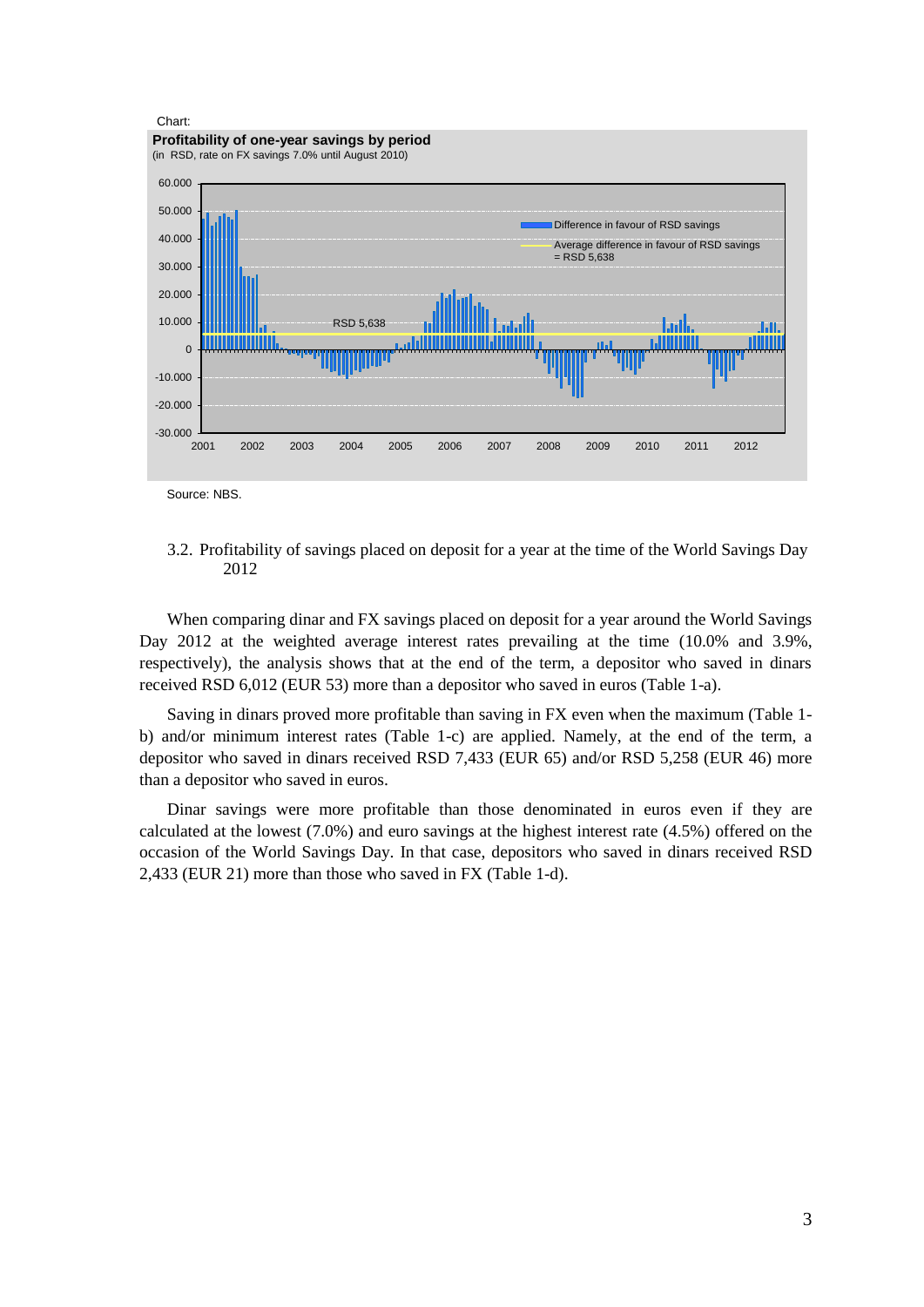Chart:

**Profitability of one-year savings by period**

(in RSD, rate on FX savings 7.0% until August 2010)

Source: NBS.

3.2. Profitability of savings placed on deposit for a year at the time of the World Savings Day 2012

When comparing dinar and FX savings placed on deposit for a year around the World Savings Day 2012 at the weighted average interest rates prevailing at the time (10.0% and 3.9%, respectively), the analysis shows that at the end of the term, a depositor who saved in dinars received RSD 6,012 (EUR 53) more than a depositor who saved in euros (Table 1-a).

Saving in dinars proved more profitable than saving in FX even when the maximum (Table 1-b) and/or minimum interest rates (Table 1-c) are applied. Namely, at the end of the term, a depositor who saved in dinars received RSD 7,433 (EUR 65) and/or RSD 5,258 (EUR 46) more than a depositor who saved in euros.

Dinar savings were more profitable than those denominated in euros even if they are calculated at the lowest (7.0%) and euro savings at the highest interest rate (4.5%) offered on the occasion of the World Savings Day. In that case, depositors who saved in dinars received RSD 2,433 (EUR 21) more than those who saved in FX (Table 1-d).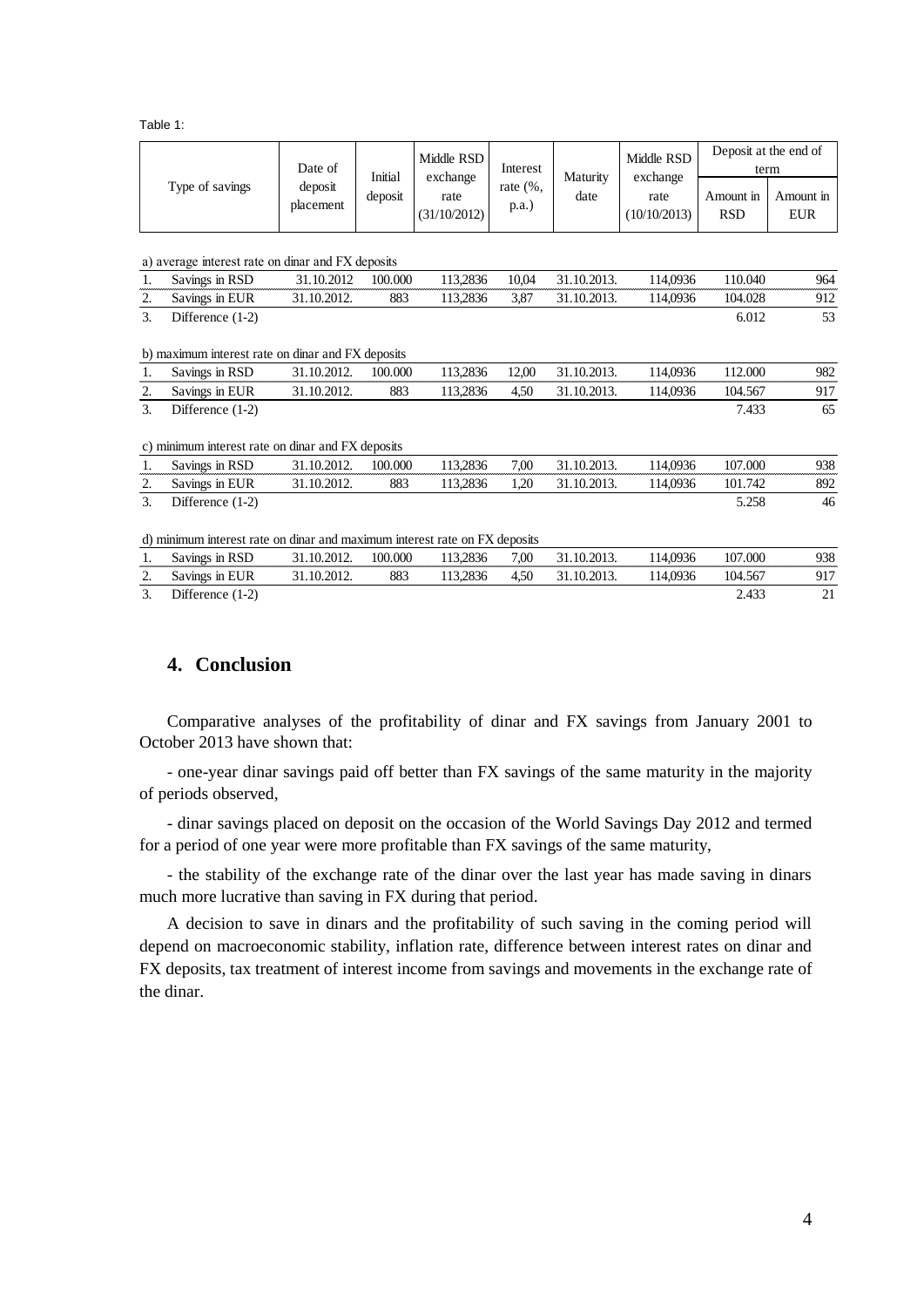Table 1:

| Type of savings | Date of deposit placement | Initial deposit | Middle RSD exchange rate (31/10/2012) | Interest rate (%, p.a.) | Maturity date | Middle RSD exchange rate (10/10/2013) | Deposit at the end of term | |
|---|---|---|---|---|---|---|---|---|
| | | | | | | | Amount in RSD | Amount in EUR |
| **a) average interest rate on dinar and FX deposits** | | | | | | | | |
| 1. Savings in RSD | 31.10.2012 | 100.000 | 113,2836 | 10,04 | 31.10.2013. | 114,0936 | 110.040 | 964 |
| 2. Savings in EUR | 31.10.2012. | 883 | 113,2836 | 3,87 | 31.10.2013. | 114,0936 | 104.028 | 912 |
| 3. Difference (1-2) | | | | | | | 6.012 | 53 |
| **b) maximum interest rate on dinar and FX deposits** | | | | | | | | |
| 1. Savings in RSD | 31.10.2012. | 100.000 | 113,2836 | 12,00 | 31.10.2013. | 114,0936 | 112.000 | 982 |
| 2. Savings in EUR | 31.10.2012. | 883 | 113,2836 | 4,50 | 31.10.2013. | 114,0936 | 104.567 | 917 |
| 3. Difference (1-2) | | | | | | | 7.433 | 65 |
| **c) minimum interest rate on dinar and FX deposits** | | | | | | | | |
| 1. Savings in RSD | 31.10.2012. | 100.000 | 113,2836 | 7,00 | 31.10.2013. | 114,0936 | 107.000 | 938 |
| 2. Savings in EUR | 31.10.2012. | 883 | 113,2836 | 1,20 | 31.10.2013. | 114,0936 | 101.742 | 892 |
| 3. Difference (1-2) | | | | | | | 5.258 | 46 |
| **d) minimum interest rate on dinar and maximum interest rate on FX deposits** | | | | | | | | |
| 1. Savings in RSD | 31.10.2012. | 100.000 | 113,2836 | 7,00 | 31.10.2013. | 114,0936 | 107.000 | 938 |
| 2. Savings in EUR | 31.10.2012. | 883 | 113,2836 | 4,50 | 31.10.2013. | 114,0936 | 104.567 | 917 |
| 3. Difference (1-2) | | | | | | | 2.433 | 21 |

## 4. Conclusion

Comparative analyses of the profitability of dinar and FX savings from January 2001 to October 2013 have shown that:

- one-year dinar savings paid off better than FX savings of the same maturity in the majority of periods observed,

- dinar savings placed on deposit on the occasion of the World Savings Day 2012 and termed for a period of one year were more profitable than FX savings of the same maturity,

- the stability of the exchange rate of the dinar over the last year has made saving in dinars much more lucrative than saving in FX during that period.

A decision to save in dinars and the profitability of such saving in the coming period will depend on macroeconomic stability, inflation rate, difference between interest rates on dinar and FX deposits, tax treatment of interest income from savings and movements in the exchange rate of the dinar.